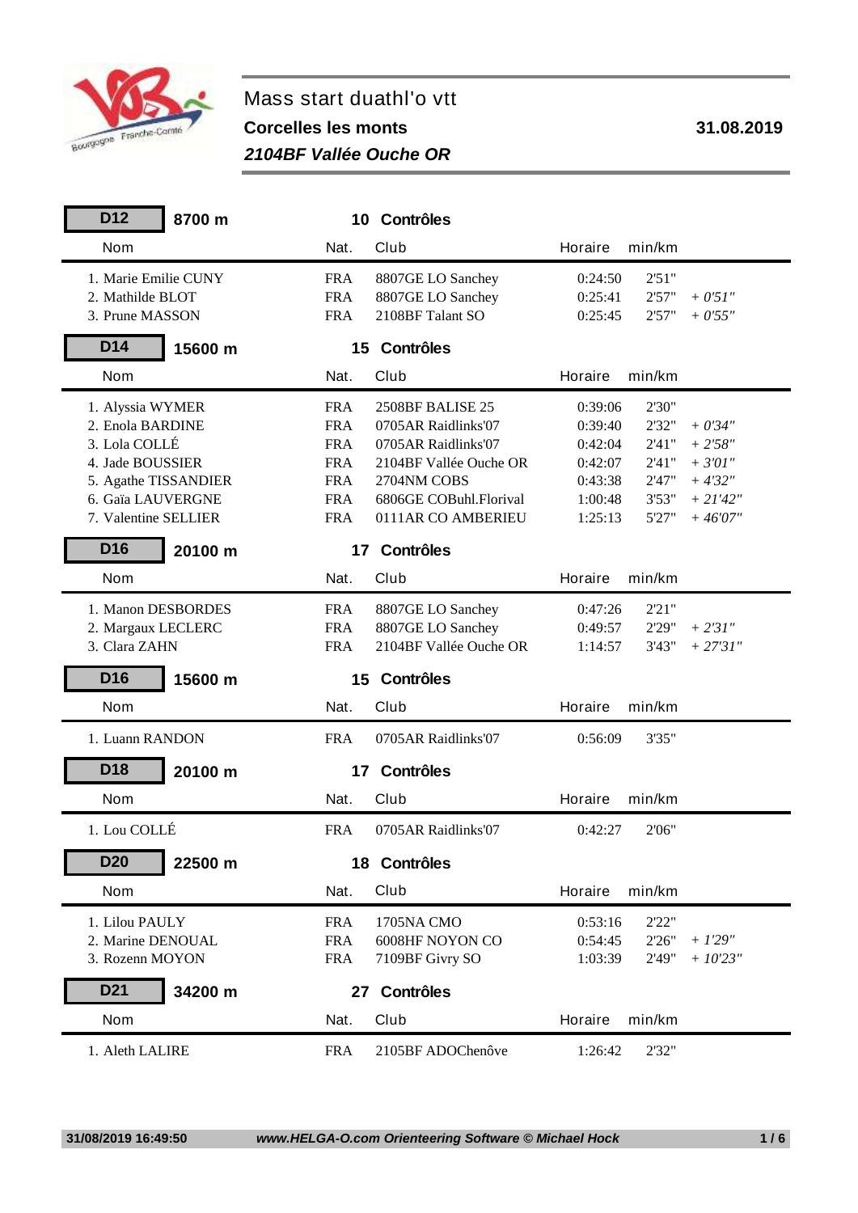# Mass start duathl'o vtt

**Corcelles les monts**

***2104BF Vallée Ouche OR***

**31.08.2019**

## D12 — 8700 m — 10 Contrôles

| Nom | Nat. | Club | Horaire | min/km | |
|---|---|---|---|---|---|
| 1. Marie Emilie CUNY | FRA | 8807GE LO Sanchey | 0:24:50 | 2'51" | |
| 2. Mathilde BLOT | FRA | 8807GE LO Sanchey | 0:25:41 | 2'57" | *+ 0'51"* |
| 3. Prune MASSON | FRA | 2108BF Talant SO | 0:25:45 | 2'57" | *+ 0'55"* |

## D14 — 15600 m — 15 Contrôles

| Nom | Nat. | Club | Horaire | min/km | |
|---|---|---|---|---|---|
| 1. Alyssia WYMER | FRA | 2508BF BALISE 25 | 0:39:06 | 2'30" | |
| 2. Enola BARDINE | FRA | 0705AR Raidlinks'07 | 0:39:40 | 2'32" | *+ 0'34"* |
| 3. Lola COLLÉ | FRA | 0705AR Raidlinks'07 | 0:42:04 | 2'41" | *+ 2'58"* |
| 4. Jade BOUSSIER | FRA | 2104BF Vallée Ouche OR | 0:42:07 | 2'41" | *+ 3'01"* |
| 5. Agathe TISSANDIER | FRA | 2704NM COBS | 0:43:38 | 2'47" | *+ 4'32"* |
| 6. Gaïa LAUVERGNE | FRA | 6806GE COBuhl.Florival | 1:00:48 | 3'53" | *+ 21'42"* |
| 7. Valentine SELLIER | FRA | 0111AR CO AMBERIEU | 1:25:13 | 5'27" | *+ 46'07"* |

## D16 — 20100 m — 17 Contrôles

| Nom | Nat. | Club | Horaire | min/km | |
|---|---|---|---|---|---|
| 1. Manon DESBORDES | FRA | 8807GE LO Sanchey | 0:47:26 | 2'21" | |
| 2. Margaux LECLERC | FRA | 8807GE LO Sanchey | 0:49:57 | 2'29" | *+ 2'31"* |
| 3. Clara ZAHN | FRA | 2104BF Vallée Ouche OR | 1:14:57 | 3'43" | *+ 27'31"* |

## D16 — 15600 m — 15 Contrôles

| Nom | Nat. | Club | Horaire | min/km |
|---|---|---|---|---|
| 1. Luann RANDON | FRA | 0705AR Raidlinks'07 | 0:56:09 | 3'35" |

## D18 — 20100 m — 17 Contrôles

| Nom | Nat. | Club | Horaire | min/km |
|---|---|---|---|---|
| 1. Lou COLLÉ | FRA | 0705AR Raidlinks'07 | 0:42:27 | 2'06" |

## D20 — 22500 m — 18 Contrôles

| Nom | Nat. | Club | Horaire | min/km | |
|---|---|---|---|---|---|
| 1. Lilou PAULY | FRA | 1705NA CMO | 0:53:16 | 2'22" | |
| 2. Marine DENOUAL | FRA | 6008HF NOYON CO | 0:54:45 | 2'26" | *+ 1'29"* |
| 3. Rozenn MOYON | FRA | 7109BF Givry SO | 1:03:39 | 2'49" | *+ 10'23"* |

## D21 — 34200 m — 27 Contrôles

| Nom | Nat. | Club | Horaire | min/km |
|---|---|---|---|---|
| 1. Aleth LALIRE | FRA | 2105BF ADOChenôve | 1:26:42 | 2'32" |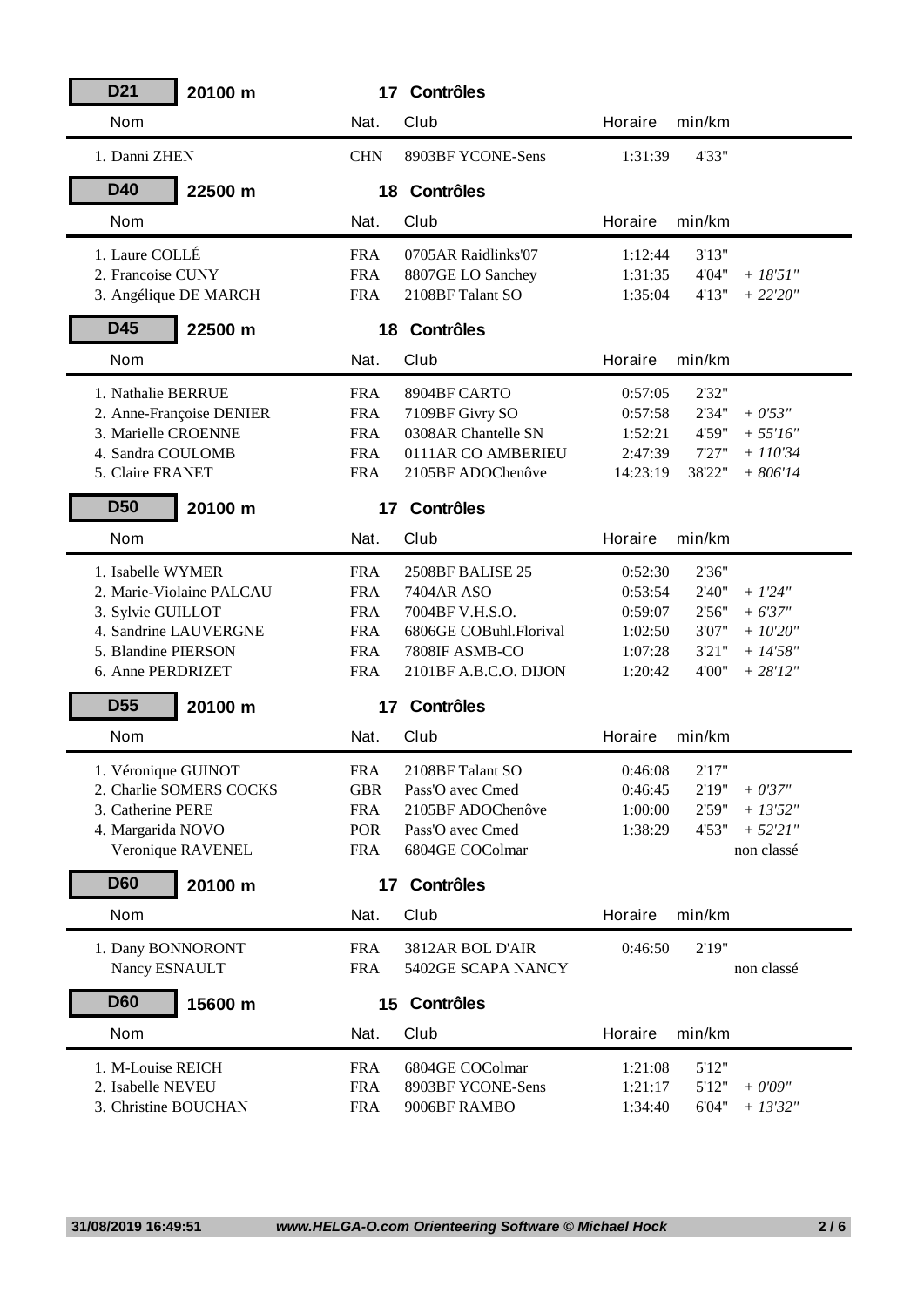## D21 — 20100 m — 17 Contrôles

| Nom | Nat. | Club | Horaire | min/km | |
|---|---|---|---|---|---|
| 1. Danni ZHEN | CHN | 8903BF YCONE-Sens | 1:31:39 | 4'33" | |

## D40 — 22500 m — 18 Contrôles

| Nom | Nat. | Club | Horaire | min/km | |
|---|---|---|---|---|---|
| 1. Laure COLLÉ | FRA | 0705AR Raidlinks'07 | 1:12:44 | 3'13" | |
| 2. Francoise CUNY | FRA | 8807GE LO Sanchey | 1:31:35 | 4'04" | *+ 18'51"* |
| 3. Angélique DE MARCH | FRA | 2108BF Talant SO | 1:35:04 | 4'13" | *+ 22'20"* |

## D45 — 22500 m — 18 Contrôles

| Nom | Nat. | Club | Horaire | min/km | |
|---|---|---|---|---|---|
| 1. Nathalie BERRUE | FRA | 8904BF CARTO | 0:57:05 | 2'32" | |
| 2. Anne-Françoise DENIER | FRA | 7109BF Givry SO | 0:57:58 | 2'34" | *+ 0'53"* |
| 3. Marielle CROENNE | FRA | 0308AR Chantelle SN | 1:52:21 | 4'59" | *+ 55'16"* |
| 4. Sandra COULOMB | FRA | 0111AR CO AMBERIEU | 2:47:39 | 7'27" | *+ 110'34* |
| 5. Claire FRANET | FRA | 2105BF ADOChenôve | 14:23:19 | 38'22" | *+ 806'14* |

## D50 — 20100 m — 17 Contrôles

| Nom | Nat. | Club | Horaire | min/km | |
|---|---|---|---|---|---|
| 1. Isabelle WYMER | FRA | 2508BF BALISE 25 | 0:52:30 | 2'36" | |
| 2. Marie-Violaine PALCAU | FRA | 7404AR ASO | 0:53:54 | 2'40" | *+ 1'24"* |
| 3. Sylvie GUILLOT | FRA | 7004BF V.H.S.O. | 0:59:07 | 2'56" | *+ 6'37"* |
| 4. Sandrine LAUVERGNE | FRA | 6806GE COBuhl.Florival | 1:02:50 | 3'07" | *+ 10'20"* |
| 5. Blandine PIERSON | FRA | 7808IF ASMB-CO | 1:07:28 | 3'21" | *+ 14'58"* |
| 6. Anne PERDRIZET | FRA | 2101BF A.B.C.O. DIJON | 1:20:42 | 4'00" | *+ 28'12"* |

## D55 — 20100 m — 17 Contrôles

| Nom | Nat. | Club | Horaire | min/km | |
|---|---|---|---|---|---|
| 1. Véronique GUINOT | FRA | 2108BF Talant SO | 0:46:08 | 2'17" | |
| 2. Charlie SOMERS COCKS | GBR | Pass'O avec Cmed | 0:46:45 | 2'19" | *+ 0'37"* |
| 3. Catherine PERE | FRA | 2105BF ADOChenôve | 1:00:00 | 2'59" | *+ 13'52"* |
| 4. Margarida NOVO | POR | Pass'O avec Cmed | 1:38:29 | 4'53" | *+ 52'21"* |
| Veronique RAVENEL | FRA | 6804GE COColmar | | | non classé |

## D60 — 20100 m — 17 Contrôles

| Nom | Nat. | Club | Horaire | min/km | |
|---|---|---|---|---|---|
| 1. Dany BONNORONT | FRA | 3812AR BOL D'AIR | 0:46:50 | 2'19" | |
| Nancy ESNAULT | FRA | 5402GE SCAPA NANCY | | | non classé |

## D60 — 15600 m — 15 Contrôles

| Nom | Nat. | Club | Horaire | min/km | |
|---|---|---|---|---|---|
| 1. M-Louise REICH | FRA | 6804GE COColmar | 1:21:08 | 5'12" | |
| 2. Isabelle NEVEU | FRA | 8903BF YCONE-Sens | 1:21:17 | 5'12" | *+ 0'09"* |
| 3. Christine BOUCHAN | FRA | 9006BF RAMBO | 1:34:40 | 6'04" | *+ 13'32"* |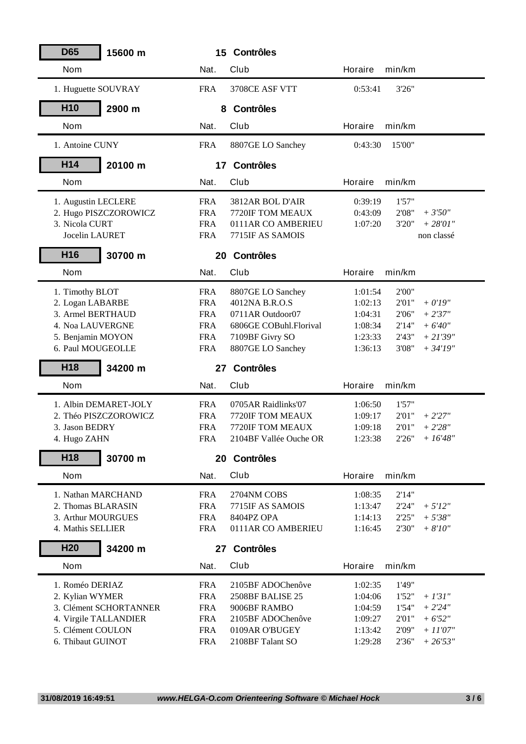## D65 15600 m — 15 Contrôles

| Nom | Nat. | Club | Horaire | min/km | |
|---|---|---|---|---|---|
| 1. Huguette SOUVRAY | FRA | 3708CE ASF VTT | 0:53:41 | 3'26" | |

## H10 2900 m — 8 Contrôles

| Nom | Nat. | Club | Horaire | min/km | |
|---|---|---|---|---|---|
| 1. Antoine CUNY | FRA | 8807GE LO Sanchey | 0:43:30 | 15'00" | |

## H14 20100 m — 17 Contrôles

| Nom | Nat. | Club | Horaire | min/km | |
|---|---|---|---|---|---|
| 1. Augustin LECLERE | FRA | 3812AR BOL D'AIR | 0:39:19 | 1'57" | |
| 2. Hugo PISZCZOROWICZ | FRA | 7720IF TOM MEAUX | 0:43:09 | 2'08" | *+ 3'50"* |
| 3. Nicola CURT | FRA | 0111AR CO AMBERIEU | 1:07:20 | 3'20" | *+ 28'01"* |
| Jocelin LAURET | FRA | 7715IF AS SAMOIS | | | non classé |

## H16 30700 m — 20 Contrôles

| Nom | Nat. | Club | Horaire | min/km | |
|---|---|---|---|---|---|
| 1. Timothy BLOT | FRA | 8807GE LO Sanchey | 1:01:54 | 2'00" | |
| 2. Logan LABARBE | FRA | 4012NA B.R.O.S | 1:02:13 | 2'01" | *+ 0'19"* |
| 3. Armel BERTHAUD | FRA | 0711AR Outdoor07 | 1:04:31 | 2'06" | *+ 2'37"* |
| 4. Noa LAUVERGNE | FRA | 6806GE COBuhl.Florival | 1:08:34 | 2'14" | *+ 6'40"* |
| 5. Benjamin MOYON | FRA | 7109BF Givry SO | 1:23:33 | 2'43" | *+ 21'39"* |
| 6. Paul MOUGEOLLE | FRA | 8807GE LO Sanchey | 1:36:13 | 3'08" | *+ 34'19"* |

## H18 34200 m — 27 Contrôles

| Nom | Nat. | Club | Horaire | min/km | |
|---|---|---|---|---|---|
| 1. Albin DEMARET-JOLY | FRA | 0705AR Raidlinks'07 | 1:06:50 | 1'57" | |
| 2. Théo PISZCZOROWICZ | FRA | 7720IF TOM MEAUX | 1:09:17 | 2'01" | *+ 2'27"* |
| 3. Jason BEDRY | FRA | 7720IF TOM MEAUX | 1:09:18 | 2'01" | *+ 2'28"* |
| 4. Hugo ZAHN | FRA | 2104BF Vallée Ouche OR | 1:23:38 | 2'26" | *+ 16'48"* |

## H18 30700 m — 20 Contrôles

| Nom | Nat. | Club | Horaire | min/km | |
|---|---|---|---|---|---|
| 1. Nathan MARCHAND | FRA | 2704NM COBS | 1:08:35 | 2'14" | |
| 2. Thomas BLARASIN | FRA | 7715IF AS SAMOIS | 1:13:47 | 2'24" | *+ 5'12"* |
| 3. Arthur MOURGUES | FRA | 8404PZ OPA | 1:14:13 | 2'25" | *+ 5'38"* |
| 4. Mathis SELLIER | FRA | 0111AR CO AMBERIEU | 1:16:45 | 2'30" | *+ 8'10"* |

## H20 34200 m — 27 Contrôles

| Nom | Nat. | Club | Horaire | min/km | |
|---|---|---|---|---|---|
| 1. Roméo DERIAZ | FRA | 2105BF ADOChenôve | 1:02:35 | 1'49" | |
| 2. Kylian WYMER | FRA | 2508BF BALISE 25 | 1:04:06 | 1'52" | *+ 1'31"* |
| 3. Clément SCHORTANNER | FRA | 9006BF RAMBO | 1:04:59 | 1'54" | *+ 2'24"* |
| 4. Virgile TALLANDIER | FRA | 2105BF ADOChenôve | 1:09:27 | 2'01" | *+ 6'52"* |
| 5. Clément COULON | FRA | 0109AR O'BUGEY | 1:13:42 | 2'09" | *+ 11'07"* |
| 6. Thibaut GUINOT | FRA | 2108BF Talant SO | 1:29:28 | 2'36" | *+ 26'53"* |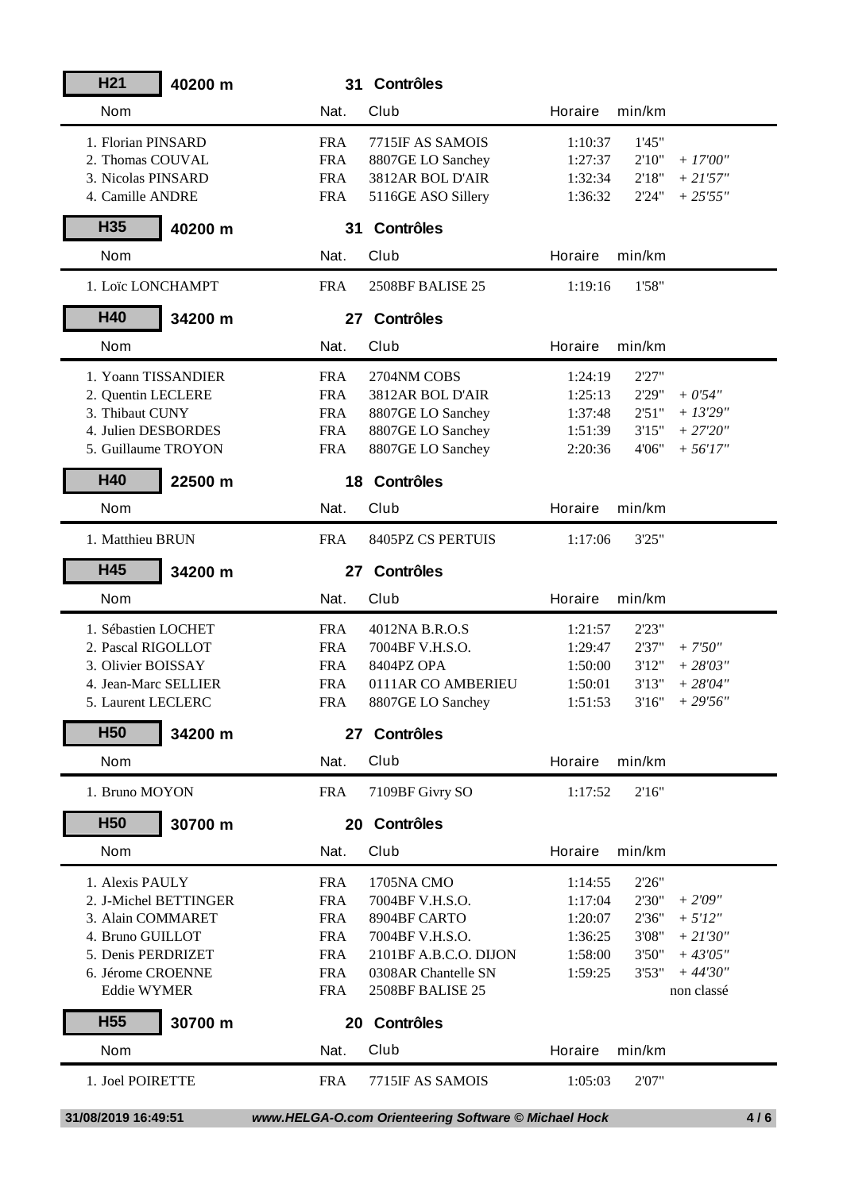## H21 — 40200 m — 31 Contrôles

| Nom | Nat. | Club | Horaire | min/km | |
|---|---|---|---|---|---|
| 1. Florian PINSARD | FRA | 7715IF AS SAMOIS | 1:10:37 | 1'45" | |
| 2. Thomas COUVAL | FRA | 8807GE LO Sanchey | 1:27:37 | 2'10" | *+ 17'00"* |
| 3. Nicolas PINSARD | FRA | 3812AR BOL D'AIR | 1:32:34 | 2'18" | *+ 21'57"* |
| 4. Camille ANDRE | FRA | 5116GE ASO Sillery | 1:36:32 | 2'24" | *+ 25'55"* |

## H35 — 40200 m — 31 Contrôles

| Nom | Nat. | Club | Horaire | min/km |
|---|---|---|---|---|
| 1. Loïc LONCHAMPT | FRA | 2508BF BALISE 25 | 1:19:16 | 1'58" |

## H40 — 34200 m — 27 Contrôles

| Nom | Nat. | Club | Horaire | min/km | |
|---|---|---|---|---|---|
| 1. Yoann TISSANDIER | FRA | 2704NM COBS | 1:24:19 | 2'27" | |
| 2. Quentin LECLERE | FRA | 3812AR BOL D'AIR | 1:25:13 | 2'29" | *+ 0'54"* |
| 3. Thibaut CUNY | FRA | 8807GE LO Sanchey | 1:37:48 | 2'51" | *+ 13'29"* |
| 4. Julien DESBORDES | FRA | 8807GE LO Sanchey | 1:51:39 | 3'15" | *+ 27'20"* |
| 5. Guillaume TROYON | FRA | 8807GE LO Sanchey | 2:20:36 | 4'06" | *+ 56'17"* |

## H40 — 22500 m — 18 Contrôles

| Nom | Nat. | Club | Horaire | min/km |
|---|---|---|---|---|
| 1. Matthieu BRUN | FRA | 8405PZ CS PERTUIS | 1:17:06 | 3'25" |

## H45 — 34200 m — 27 Contrôles

| Nom | Nat. | Club | Horaire | min/km | |
|---|---|---|---|---|---|
| 1. Sébastien LOCHET | FRA | 4012NA B.R.O.S | 1:21:57 | 2'23" | |
| 2. Pascal RIGOLLOT | FRA | 7004BF V.H.S.O. | 1:29:47 | 2'37" | *+ 7'50"* |
| 3. Olivier BOISSAY | FRA | 8404PZ OPA | 1:50:00 | 3'12" | *+ 28'03"* |
| 4. Jean-Marc SELLIER | FRA | 0111AR CO AMBERIEU | 1:50:01 | 3'13" | *+ 28'04"* |
| 5. Laurent LECLERC | FRA | 8807GE LO Sanchey | 1:51:53 | 3'16" | *+ 29'56"* |

## H50 — 34200 m — 27 Contrôles

| Nom | Nat. | Club | Horaire | min/km |
|---|---|---|---|---|
| 1. Bruno MOYON | FRA | 7109BF Givry SO | 1:17:52 | 2'16" |

## H50 — 30700 m — 20 Contrôles

| Nom | Nat. | Club | Horaire | min/km | |
|---|---|---|---|---|---|
| 1. Alexis PAULY | FRA | 1705NA CMO | 1:14:55 | 2'26" | |
| 2. J-Michel BETTINGER | FRA | 7004BF V.H.S.O. | 1:17:04 | 2'30" | *+ 2'09"* |
| 3. Alain COMMARET | FRA | 8904BF CARTO | 1:20:07 | 2'36" | *+ 5'12"* |
| 4. Bruno GUILLOT | FRA | 7004BF V.H.S.O. | 1:36:25 | 3'08" | *+ 21'30"* |
| 5. Denis PERDRIZET | FRA | 2101BF A.B.C.O. DIJON | 1:58:00 | 3'50" | *+ 43'05"* |
| 6. Jérome CROENNE | FRA | 0308AR Chantelle SN | 1:59:25 | 3'53" | *+ 44'30"* |
| Eddie WYMER | FRA | 2508BF BALISE 25 | | | non classé |

## H55 — 30700 m — 20 Contrôles

| Nom | Nat. | Club | Horaire | min/km |
|---|---|---|---|---|
| 1. Joel POIRETTE | FRA | 7715IF AS SAMOIS | 1:05:03 | 2'07" |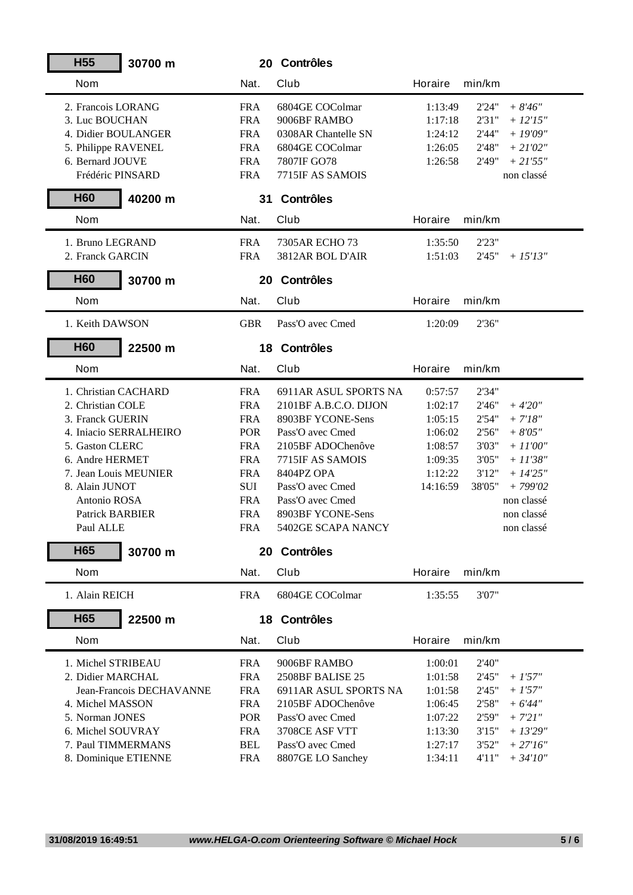## H55 30700 m — 20 Contrôles

| Nom | Nat. | Club | Horaire | min/km | |
|---|---|---|---|---|---|
| 2. Francois LORANG | FRA | 6804GE COColmar | 1:13:49 | 2'24" | *+ 8'46"* |
| 3. Luc BOUCHAN | FRA | 9006BF RAMBO | 1:17:18 | 2'31" | *+ 12'15"* |
| 4. Didier BOULANGER | FRA | 0308AR Chantelle SN | 1:24:12 | 2'44" | *+ 19'09"* |
| 5. Philippe RAVENEL | FRA | 6804GE COColmar | 1:26:05 | 2'48" | *+ 21'02"* |
| 6. Bernard JOUVE | FRA | 7807IF GO78 | 1:26:58 | 2'49" | *+ 21'55"* |
| Frédéric PINSARD | FRA | 7715IF AS SAMOIS | | | non classé |

## H60 40200 m — 31 Contrôles

| Nom | Nat. | Club | Horaire | min/km | |
|---|---|---|---|---|---|
| 1. Bruno LEGRAND | FRA | 7305AR ECHO 73 | 1:35:50 | 2'23" | |
| 2. Franck GARCIN | FRA | 3812AR BOL D'AIR | 1:51:03 | 2'45" | *+ 15'13"* |

## H60 30700 m — 20 Contrôles

| Nom | Nat. | Club | Horaire | min/km | |
|---|---|---|---|---|---|
| 1. Keith DAWSON | GBR | Pass'O avec Cmed | 1:20:09 | 2'36" | |

## H60 22500 m — 18 Contrôles

| Nom | Nat. | Club | Horaire | min/km | |
|---|---|---|---|---|---|
| 1. Christian CACHARD | FRA | 6911AR ASUL SPORTS NA | 0:57:57 | 2'34" | |
| 2. Christian COLE | FRA | 2101BF A.B.C.O. DIJON | 1:02:17 | 2'46" | *+ 4'20"* |
| 3. Franck GUERIN | FRA | 8903BF YCONE-Sens | 1:05:15 | 2'54" | *+ 7'18"* |
| 4. Iniacio SERRALHEIRO | POR | Pass'O avec Cmed | 1:06:02 | 2'56" | *+ 8'05"* |
| 5. Gaston CLERC | FRA | 2105BF ADOChenôve | 1:08:57 | 3'03" | *+ 11'00"* |
| 6. Andre HERMET | FRA | 7715IF AS SAMOIS | 1:09:35 | 3'05" | *+ 11'38"* |
| 7. Jean Louis MEUNIER | FRA | 8404PZ OPA | 1:12:22 | 3'12" | *+ 14'25"* |
| 8. Alain JUNOT | SUI | Pass'O avec Cmed | 14:16:59 | 38'05" | *+ 799'02* |
| Antonio ROSA | FRA | Pass'O avec Cmed | | | non classé |
| Patrick BARBIER | FRA | 8903BF YCONE-Sens | | | non classé |
| Paul ALLE | FRA | 5402GE SCAPA NANCY | | | non classé |

## H65 30700 m — 20 Contrôles

| Nom | Nat. | Club | Horaire | min/km | |
|---|---|---|---|---|---|
| 1. Alain REICH | FRA | 6804GE COColmar | 1:35:55 | 3'07" | |

## H65 22500 m — 18 Contrôles

| Nom | Nat. | Club | Horaire | min/km | |
|---|---|---|---|---|---|
| 1. Michel STRIBEAU | FRA | 9006BF RAMBO | 1:00:01 | 2'40" | |
| 2. Didier MARCHAL | FRA | 2508BF BALISE 25 | 1:01:58 | 2'45" | *+ 1'57"* |
| Jean-Francois DECHAVANNE | FRA | 6911AR ASUL SPORTS NA | 1:01:58 | 2'45" | *+ 1'57"* |
| 4. Michel MASSON | FRA | 2105BF ADOChenôve | 1:06:45 | 2'58" | *+ 6'44"* |
| 5. Norman JONES | POR | Pass'O avec Cmed | 1:07:22 | 2'59" | *+ 7'21"* |
| 6. Michel SOUVRAY | FRA | 3708CE ASF VTT | 1:13:30 | 3'15" | *+ 13'29"* |
| 7. Paul TIMMERMANS | BEL | Pass'O avec Cmed | 1:27:17 | 3'52" | *+ 27'16"* |
| 8. Dominique ETIENNE | FRA | 8807GE LO Sanchey | 1:34:11 | 4'11" | *+ 34'10"* |

31/08/2019 16:49:51 — *www.HELGA-O.com Orienteering Software © Michael Hock*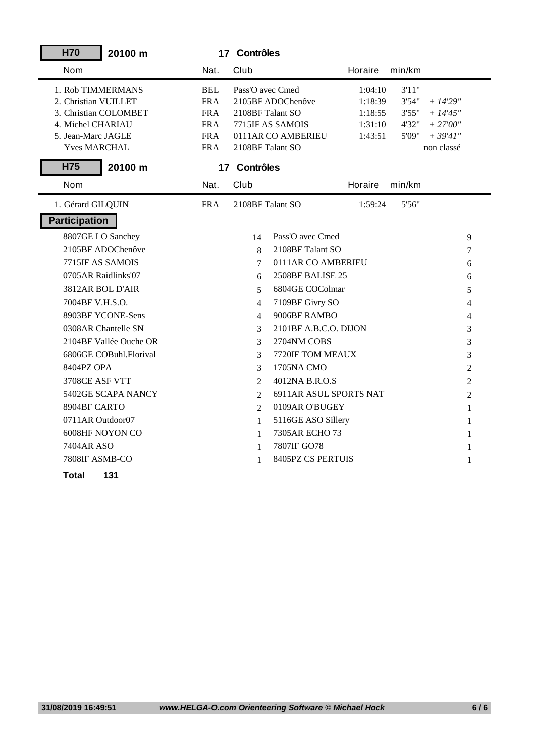## H70 20100 m 17 Contrôles

| Nom | Nat. | Club | Horaire | min/km | |
|---|---|---|---|---|---|
| 1. Rob TIMMERMANS | BEL | Pass'O avec Cmed | 1:04:10 | 3'11" | |
| 2. Christian VUILLET | FRA | 2105BF ADOChenôve | 1:18:39 | 3'54" | *+ 14'29"* |
| 3. Christian COLOMBET | FRA | 2108BF Talant SO | 1:18:55 | 3'55" | *+ 14'45"* |
| 4. Michel CHARIAU | FRA | 7715IF AS SAMOIS | 1:31:10 | 4'32" | *+ 27'00"* |
| 5. Jean-Marc JAGLE | FRA | 0111AR CO AMBERIEU | 1:43:51 | 5'09" | *+ 39'41"* |
| Yves MARCHAL | FRA | 2108BF Talant SO | | | non classé |

## H75 20100 m 17 Contrôles

| Nom | Nat. | Club | Horaire | min/km |
|---|---|---|---|---|
| 1. Gérard GILQUIN | FRA | 2108BF Talant SO | 1:59:24 | 5'56" |

## Participation

| | | | |
|---|---|---|---|
| 8807GE LO Sanchey | 14 | Pass'O avec Cmed | 9 |
| 2105BF ADOChenôve | 8 | 2108BF Talant SO | 7 |
| 7715IF AS SAMOIS | 7 | 0111AR CO AMBERIEU | 6 |
| 0705AR Raidlinks'07 | 6 | 2508BF BALISE 25 | 6 |
| 3812AR BOL D'AIR | 5 | 6804GE COColmar | 5 |
| 7004BF V.H.S.O. | 4 | 7109BF Givry SO | 4 |
| 8903BF YCONE-Sens | 4 | 9006BF RAMBO | 4 |
| 0308AR Chantelle SN | 3 | 2101BF A.B.C.O. DIJON | 3 |
| 2104BF Vallée Ouche OR | 3 | 2704NM COBS | 3 |
| 6806GE COBuhl.Florival | 3 | 7720IF TOM MEAUX | 3 |
| 8404PZ OPA | 3 | 1705NA CMO | 2 |
| 3708CE ASF VTT | 2 | 4012NA B.R.O.S | 2 |
| 5402GE SCAPA NANCY | 2 | 6911AR ASUL SPORTS NAT | 2 |
| 8904BF CARTO | 2 | 0109AR O'BUGEY | 1 |
| 0711AR Outdoor07 | 1 | 5116GE ASO Sillery | 1 |
| 6008HF NOYON CO | 1 | 7305AR ECHO 73 | 1 |
| 7404AR ASO | 1 | 7807IF GO78 | 1 |
| 7808IF ASMB-CO | 1 | 8405PZ CS PERTUIS | 1 |

**Total 131**